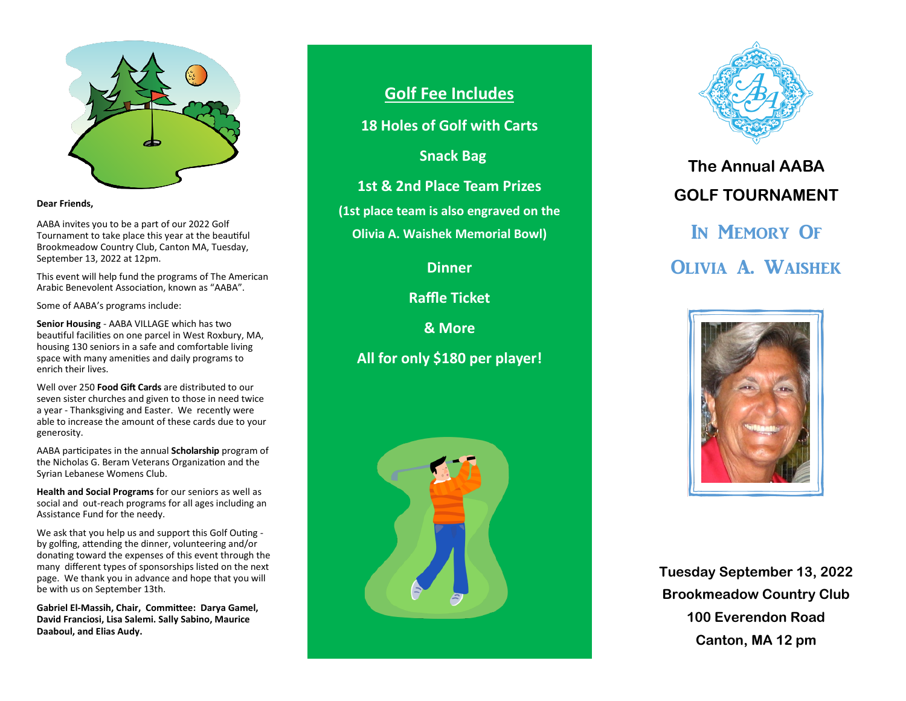**Dear Friends,**

AABA invites you to be a part of our 2022 Golf Tournament to take place this year at the beautiful Brookmeadow Country Club, Canton MA, Tuesday, September 13, 2022 at 12pm.

This event will help fund the programs of The American Arabic Benevolent Association, known as "AABA".

Some of AABA's programs include:

**Senior Housing** - AABA VILLAGE which has two beautiful facilities on one parcel in West Roxbury, MA, housing 130 seniors in a safe and comfortable living space with many amenities and daily programs to enrich their lives.

Well over 250 **Food Gift Cards** are distributed to our seven sister churches and given to those in need twice a year - Thanksgiving and Easter. We recently were able to increase the amount of these cards due to your generosity.

AABA participates in the annual **Scholarship** program of the Nicholas G. Beram Veterans Organization and the Syrian Lebanese Womens Club.

**Health and Social Programs** for our seniors as well as social and out-reach programs for all ages including an Assistance Fund for the needy.

We ask that you help us and support this Golf Outing - by golfing, attending the dinner, volunteering and/or donating toward the expenses of this event through the many different types of sponsorships listed on the next page. We thank you in advance and hope that you will be with us on September 13th.

**Gabriel El-Massih, Chair, Committee: Darya Gamel, David Franciosi, Lisa Salemi. Sally Sabino, Maurice Daaboul, and Elias Audy.**

## Golf Fee Includes

**18 Holes of Golf with Carts**

**Snack Bag**

**1st & 2nd Place Team Prizes**

**(1st place team is also engraved on the Olivia A. Waishek Memorial Bowl)**

**Dinner**

**Raffle Ticket**

**& More**

**All for only $180 per player!**

# The Annual AABA GOLF TOURNAMENT

## In Memory Of Olivia A. Waishek

**Tuesday September 13, 2022**
**Brookmeadow Country Club**
**100 Everendon Road**
**Canton, MA 12 pm**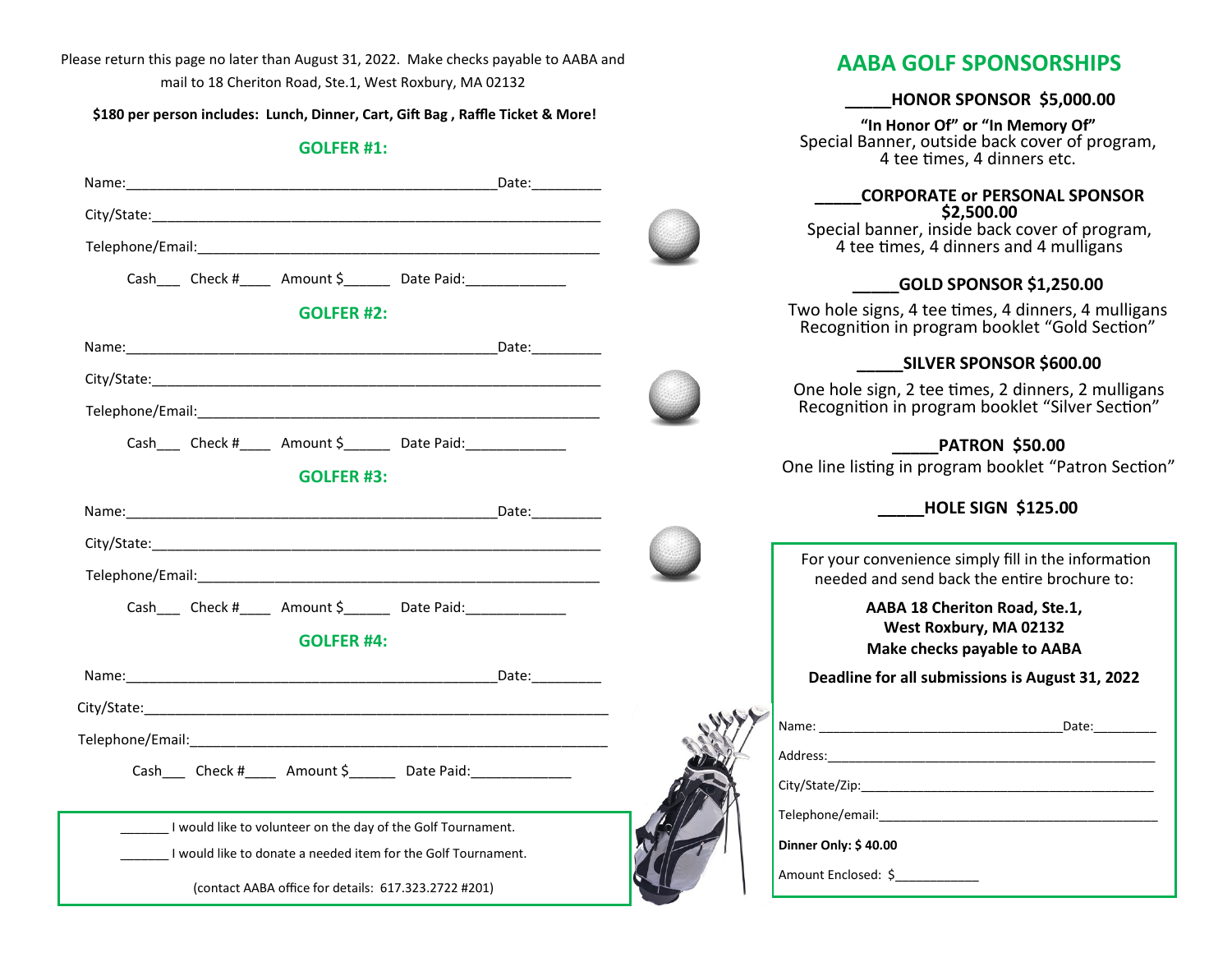Please return this page no later than August 31, 2022. Make checks payable to AABA and mail to 18 Cheriton Road, Ste.1, West Roxbury, MA 02132

**$180 per person includes: Lunch, Dinner, Cart, Gift Bag , Raffle Ticket & More!**

## GOLFER #1:

Name:_______________________________________________Date:_________

City/State:____________________________________________________________

Telephone/Email:_______________________________________________________

Cash___ Check #____ Amount $______ Date Paid:_____________

## GOLFER #2:

Name:_______________________________________________Date:_________

City/State:____________________________________________________________

Telephone/Email:_______________________________________________________

Cash___ Check #____ Amount $______ Date Paid:_____________

## GOLFER #3:

Name:_______________________________________________Date:_________

City/State:____________________________________________________________

Telephone/Email:_______________________________________________________

Cash___ Check #____ Amount $______ Date Paid:_____________

## GOLFER #4:

Name:_______________________________________________Date:_________

City/State:____________________________________________________________

Telephone/Email:_______________________________________________________

Cash___ Check #____ Amount $______ Date Paid:_____________

_______ I would like to volunteer on the day of the Golf Tournament.

_______ I would like to donate a needed item for the Golf Tournament.

(contact AABA office for details: 617.323.2722 #201)

# AABA GOLF SPONSORSHIPS

**_____HONOR SPONSOR $5,000.00**

**"In Honor Of" or "In Memory Of"**
Special Banner, outside back cover of program, 4 tee times, 4 dinners etc.

**_____CORPORATE or PERSONAL SPONSOR $2,500.00**

Special banner, inside back cover of program, 4 tee times, 4 dinners and 4 mulligans

**_____GOLD SPONSOR $1,250.00**

Two hole signs, 4 tee times, 4 dinners, 4 mulligans
Recognition in program booklet "Gold Section"

**_____SILVER SPONSOR $600.00**

One hole sign, 2 tee times, 2 dinners, 2 mulligans
Recognition in program booklet "Silver Section"

**_____PATRON $50.00**

One line listing in program booklet "Patron Section"

**_____HOLE SIGN $125.00**

For your convenience simply fill in the information needed and send back the entire brochure to:

**AABA 18 Cheriton Road, Ste.1,**
**West Roxbury, MA 02132**
**Make checks payable to AABA**

**Deadline for all submissions is August 31, 2022**

Name: __________________________________Date:_________

Address:______________________________________________

City/State/Zip:_________________________________________

Telephone/email:_______________________________________

**Dinner Only: $ 40.00**

Amount Enclosed: $____________